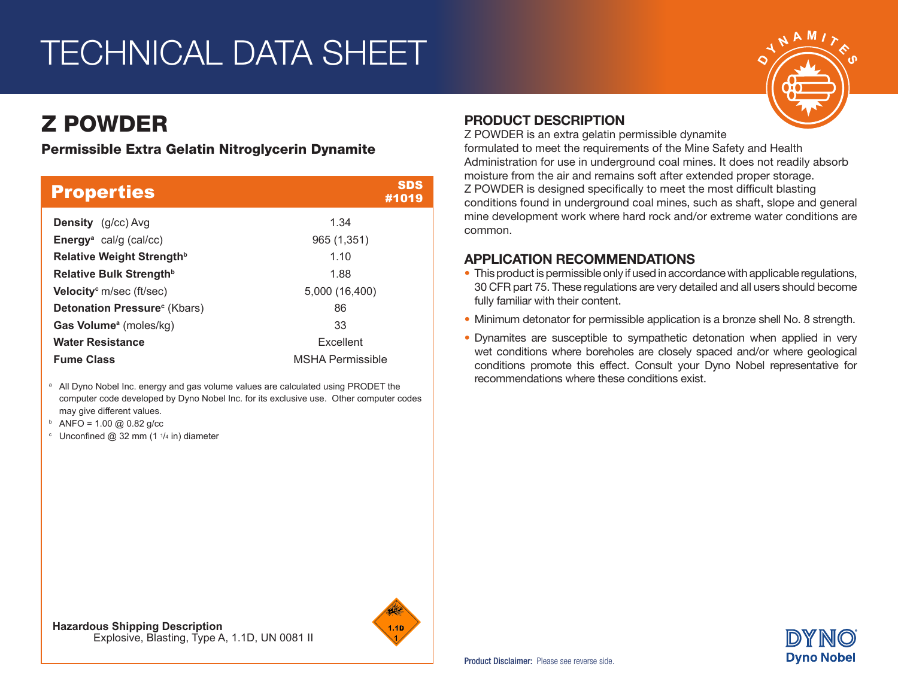# TECHNICAL DATA SHEET

## Z POWDER

**Permissible Extra Gelatin Nitroglycerin Dynamite**

| **Properties** | **SDS #1019** |
|---|---|
| **Density** (g/cc) Avg | 1.34 |
| **Energy**[a] cal/g (cal/cc) | 965 (1,351) |
| **Relative Weight Strength**[b] | 1.10 |
| **Relative Bulk Strength**[b] | 1.88 |
| **Velocity**[c] m/sec (ft/sec) | 5,000 (16,400) |
| **Detonation Pressure**[c] (Kbars) | 86 |
| **Gas Volume**[a] (moles/kg) | 33 |
| **Water Resistance** | Excellent |
| **Fume Class** | MSHA Permissible |

[a] All Dyno Nobel Inc. energy and gas volume values are calculated using PRODET the computer code developed by Dyno Nobel Inc. for its exclusive use. Other computer codes may give different values.

[b] ANFO = 1.00 @ 0.82 g/cc

[c] Unconfined @ 32 mm (1 1/4 in) diameter

**Hazardous Shipping Description**
Explosive, Blasting, Type A, 1.1D, UN 0081 II

## PRODUCT DESCRIPTION

Z POWDER is an extra gelatin permissible dynamite formulated to meet the requirements of the Mine Safety and Health Administration for use in underground coal mines. It does not readily absorb moisture from the air and remains soft after extended proper storage. Z POWDER is designed specifically to meet the most difficult blasting conditions found in underground coal mines, such as shaft, slope and general mine development work where hard rock and/or extreme water conditions are common.

## APPLICATION RECOMMENDATIONS

- This product is permissible only if used in accordance with applicable regulations, 30 CFR part 75. These regulations are very detailed and all users should become fully familiar with their content.
- Minimum detonator for permissible application is a bronze shell No. 8 strength.
- Dynamites are susceptible to sympathetic detonation when applied in very wet conditions where boreholes are closely spaced and/or where geological conditions promote this effect. Consult your Dyno Nobel representative for recommendations where these conditions exist.

**Product Disclaimer:** Please see reverse side.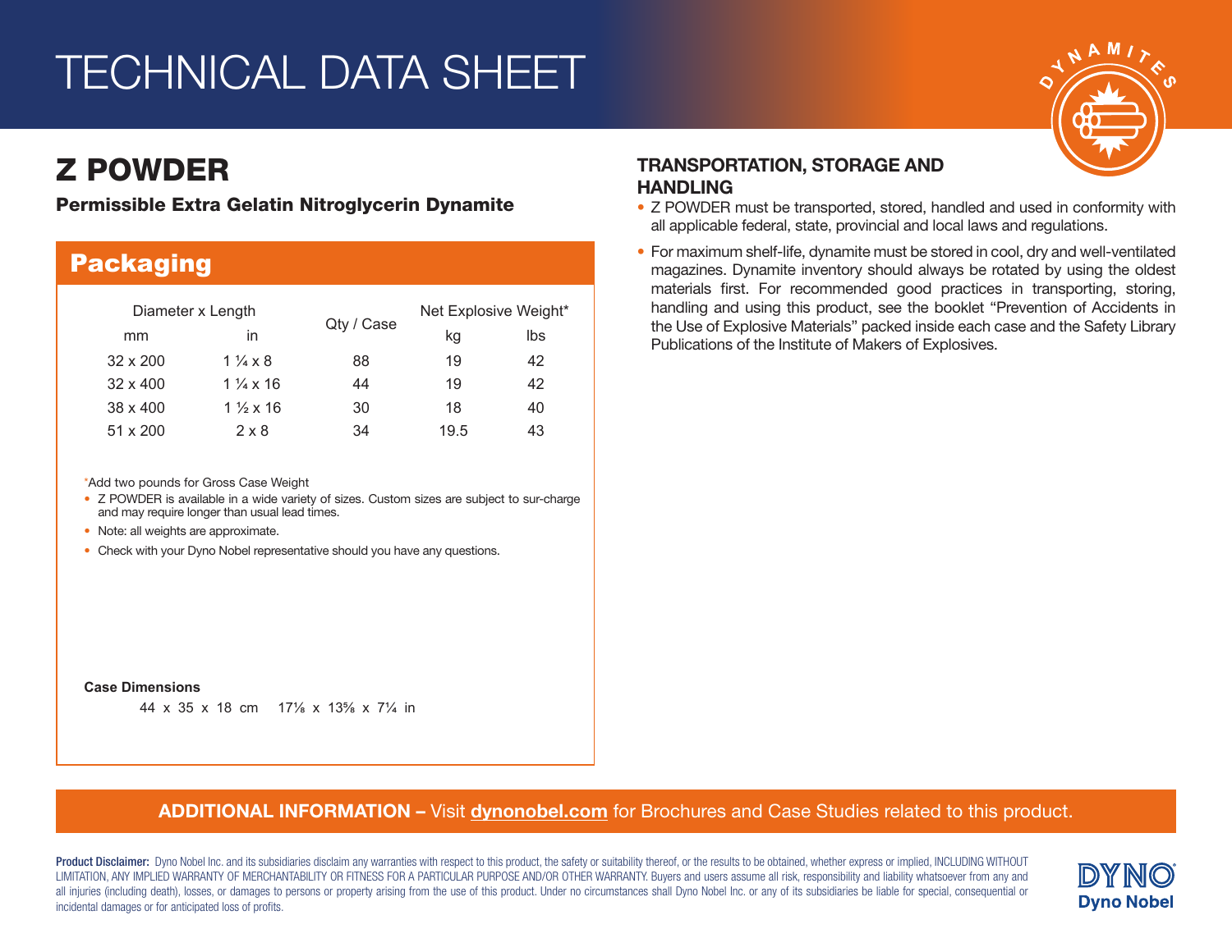# TECHNICAL DATA SHEET

## Z POWDER

**Permissible Extra Gelatin Nitroglycerin Dynamite**

### Packaging

| Diameter x Length | | Qty / Case | Net Explosive Weight* | |
|---|---|---|---|---|
| mm | in | | kg | lbs |
| 32 x 200 | 1 ¼ x 8 | 88 | 19 | 42 |
| 32 x 400 | 1 ¼ x 16 | 44 | 19 | 42 |
| 38 x 400 | 1 ½ x 16 | 30 | 18 | 40 |
| 51 x 200 | 2 x 8 | 34 | 19.5 | 43 |

*Add two pounds for Gross Case Weight

- Z POWDER is available in a wide variety of sizes. Custom sizes are subject to sur-charge and may require longer than usual lead times.
- Note: all weights are approximate.
- Check with your Dyno Nobel representative should you have any questions.

**Case Dimensions**

44 x 35 x 18 cm 17⅛ x 13⅝ x 7¼ in

### TRANSPORTATION, STORAGE AND HANDLING

- Z POWDER must be transported, stored, handled and used in conformity with all applicable federal, state, provincial and local laws and regulations.
- For maximum shelf-life, dynamite must be stored in cool, dry and well-ventilated magazines. Dynamite inventory should always be rotated by using the oldest materials first. For recommended good practices in transporting, storing, handling and using this product, see the booklet “Prevention of Accidents in the Use of Explosive Materials” packed inside each case and the Safety Library Publications of the Institute of Makers of Explosives.

**ADDITIONAL INFORMATION –** Visit **dynonobel.com** for Brochures and Case Studies related to this product.

**Product Disclaimer:** Dyno Nobel Inc. and its subsidiaries disclaim any warranties with respect to this product, the safety or suitability thereof, or the results to be obtained, whether express or implied, INCLUDING WITHOUT LIMITATION, ANY IMPLIED WARRANTY OF MERCHANTABILITY OR FITNESS FOR A PARTICULAR PURPOSE AND/OR OTHER WARRANTY. Buyers and users assume all risk, responsibility and liability whatsoever from any and all injuries (including death), losses, or damages to persons or property arising from the use of this product. Under no circumstances shall Dyno Nobel Inc. or any of its subsidiaries be liable for special, consequential or incidental damages or for anticipated loss of profits.